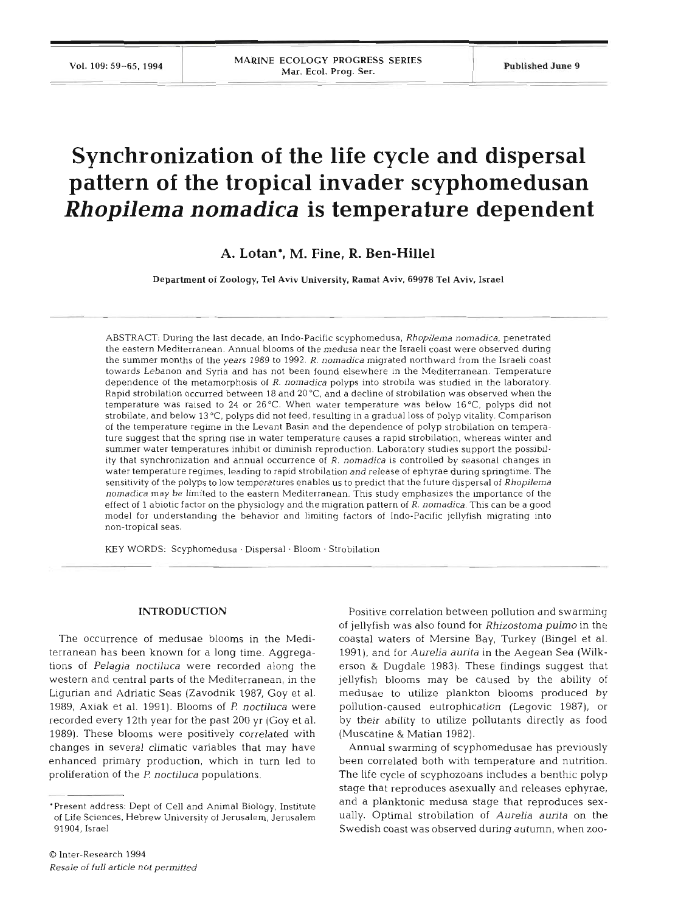# Synchronization of the life cycle and dispersal pattern of the tropical invader scyphomedusan *Rhopilema nomadica* is temperature dependent

**A. Lotan\*, M. Fine, R. Ben-Hillel**

Department of Zoology, Tel Aviv University, Ramat Aviv, 69978 Tel Aviv, Israel

ABSTRACT: During the last decade, an Indo-Pacific scyphomedusa, *Rhopilema nomadica*, penetrated the eastern Mediterranean. Annual blooms of the medusa near the Israeli coast were observed during the summer months of the years 1989 to 1992. *R. nomadica* migrated northward from the Israeli coast towards Lebanon and Syria and has not been found elsewhere in the Mediterranean. Temperature dependence of the metamorphosis of *R. nomadica* polyps into strobila was studied in the laboratory. Rapid strobilation occurred between 18 and 20 °C, and a decline of strobilation was observed when the temperature was raised to 24 or 26 °C. When water temperature was below 16 °C, polyps did not strobilate, and below 13 °C, polyps did not feed, resulting in a gradual loss of polyp vitality. Comparison of the temperature regime in the Levant Basin and the dependence of polyp strobilation on temperature suggest that the spring rise in water temperature causes a rapid strobilation, whereas winter and summer water temperatures inhibit or diminish reproduction. Laboratory studies support the possibility that synchronization and annual occurrence of *R. nomadica* is controlled by seasonal changes in water temperature regimes, leading to rapid strobilation and release of ephyrae during springtime. The sensitivity of the polyps to low temperatures enables us to predict that the future dispersal of *Rhopilema nomadica* may be limited to the eastern Mediterranean. This study emphasizes the importance of the effect of 1 abiotic factor on the physiology and the migration pattern of *R. nomadica*. This can be a good model for understanding the behavior and limiting factors of Indo-Pacific jellyfish migrating into non-tropical seas.

KEY WORDS: Scyphomedusa · Dispersal · Bloom · Strobilation

## INTRODUCTION

The occurrence of medusae blooms in the Mediterranean has been known for a long time. Aggregations of *Pelagia noctiluca* were recorded along the western and central parts of the Mediterranean, in the Ligurian and Adriatic Seas (Zavodnik 1987, Goy et al. 1989, Axiak et al. 1991). Blooms of *P. noctiluca* were recorded every 12th year for the past 200 yr (Goy et al. 1989). These blooms were positively correlated with changes in several climatic variables that may have enhanced primary production, which in turn led to proliferation of the *P. noctiluca* populations.

Positive correlation between pollution and swarming of jellyfish was also found for *Rhizostoma pulmo* in the coastal waters of Mersine Bay, Turkey (Bingel et al. 1991), and for *Aurelia aurita* in the Aegean Sea (Wilkerson & Dugdale 1983). These findings suggest that jellyfish blooms may be caused by the ability of medusae to utilize plankton blooms produced by pollution-caused eutrophication (Legovic 1987), or by their ability to utilize pollutants directly as food (Muscatine & Matian 1982).

Annual swarming of scyphomedusae has previously been correlated both with temperature and nutrition. The life cycle of scyphozoans includes a benthic polyp stage that reproduces asexually and releases ephyrae, and a planktonic medusa stage that reproduces sexually. Optimal strobilation of *Aurelia aurita* on the Swedish coast was observed during autumn, when zoo-

\*Present address: Dept of Cell and Animal Biology, Institute of Life Sciences, Hebrew University of Jerusalem, Jerusalem 91904, Israel

© Inter-Research 1994
*Resale of full article not permitted*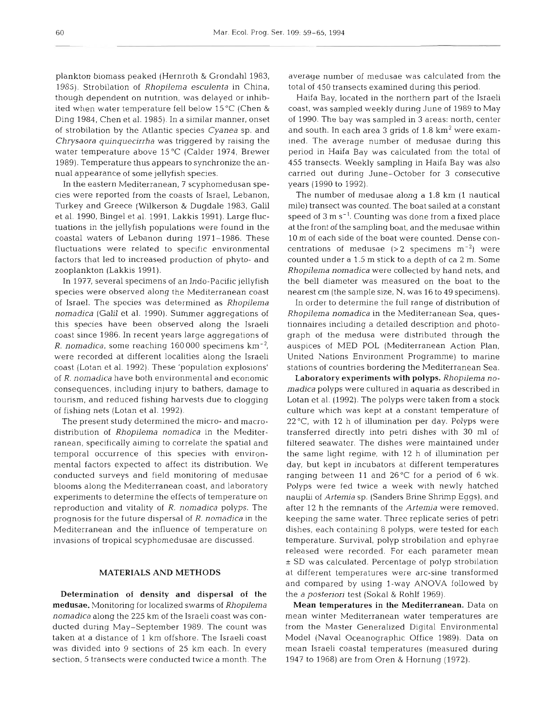plankton biomass peaked (Hernroth & Grondahl 1983, 1985). Strobilation of *Rhopilema esculenta* in China, though dependent on nutrition, was delayed or inhibited when water temperature fell below 15 °C (Chen & Ding 1984, Chen et al. 1985). In a similar manner, onset of strobilation by the Atlantic species *Cyanea* sp. and *Chrysaora quinquecirrha* was triggered by raising the water temperature above 15 °C (Calder 1974, Brewer 1989). Temperature thus appears to synchronize the annual appearance of some jellyfish species.

In the eastern Mediterranean, 7 scyphomedusan species were reported from the coasts of Israel, Lebanon, Turkey and Greece (Wilkerson & Dugdale 1983, Galil et al. 1990, Bingel et al. 1991, Lakkis 1991). Large fluctuations in the jellyfish populations were found in the coastal waters of Lebanon during 1971–1986. These fluctuations were related to specific environmental factors that led to increased production of phyto- and zooplankton (Lakkis 1991).

In 1977, several specimens of an Indo-Pacific jellyfish species were observed along the Mediterranean coast of Israel. The species was determined as *Rhopilema nomadica* (Galil et al. 1990). Summer aggregations of this species have been observed along the Israeli coast since 1986. In recent years large aggregations of *R. nomadica*, some reaching 160 000 specimens $km^{-2}$, were recorded at different localities along the Israeli coast (Lotan et al. 1992). These 'population explosions' of *R. nomadica* have both environmental and economic consequences, including injury to bathers, damage to tourism, and reduced fishing harvests due to clogging of fishing nets (Lotan et al. 1992).

The present study determined the micro- and macrodistribution of *Rhopilema nomadica* in the Mediterranean, specifically aiming to correlate the spatial and temporal occurrence of this species with environmental factors expected to affect its distribution. We conducted surveys and field monitoring of medusae blooms along the Mediterranean coast, and laboratory experiments to determine the effects of temperature on reproduction and vitality of *R. nomadica* polyps. The prognosis for the future dispersal of *R. nomadica* in the Mediterranean and the influence of temperature on invasions of tropical scyphomedusae are discussed.

## MATERIALS AND METHODS

**Determination of density and dispersal of the medusae.** Monitoring for localized swarms of *Rhopilema nomadica* along the 225 km of the Israeli coast was conducted during May–September 1989. The count was taken at a distance of 1 km offshore. The Israeli coast was divided into 9 sections of 25 km each. In every section, 5 transects were conducted twice a month. The average number of medusae was calculated from the total of 450 transects examined during this period.

Haifa Bay, located in the northern part of the Israeli coast, was sampled weekly during June of 1989 to May of 1990. The bay was sampled in 3 areas: north, center and south. In each area 3 grids of 1.8 $km^2$ were examined. The average number of medusae during this period in Haifa Bay was calculated from the total of 455 transects. Weekly sampling in Haifa Bay was also carried out during June–October for 3 consecutive years (1990 to 1992).

The number of medusae along a 1.8 km (1 nautical mile) transect was counted. The boat sailed at a constant speed of 3 m $s^{-1}$. Counting was done from a fixed place at the front of the sampling boat, and the medusae within 10 m of each side of the boat were counted. Dense concentrations of medusae (>2 specimens $m^{-2}$) were counted under a 1.5 m stick to a depth of ca 2 m. Some *Rhopilema nomadica* were collected by hand nets, and the bell diameter was measured on the boat to the nearest cm (the sample size, N, was 16 to 49 specimens).

In order to determine the full range of distribution of *Rhopilema nomadica* in the Mediterranean Sea, questionnaires including a detailed description and photograph of the medusa were distributed through the auspices of MED POL (Mediterranean Action Plan, United Nations Environment Programme) to marine stations of countries bordering the Mediterranean Sea.

**Laboratory experiments with polyps.** *Rhopilema nomadica* polyps were cultured in aquaria as described in Lotan et al. (1992). The polyps were taken from a stock culture which was kept at a constant temperature of 22 °C, with 12 h of illumination per day. Polyps were transferred directly into petri dishes with 30 ml of filtered seawater. The dishes were maintained under the same light regime, with 12 h of illumination per day, but kept in incubators at different temperatures ranging between 11 and 26 °C for a period of 6 wk. Polyps were fed twice a week with newly hatched nauplii of *Artemia* sp. (Sanders Brine Shrimp Eggs), and after 12 h the remnants of the *Artemia* were removed, keeping the same water. Three replicate series of petri dishes, each containing 8 polyps, were tested for each temperature. Survival, polyp strobilation and ephyrae released were recorded. For each parameter mean ± SD was calculated. Percentage of polyp strobilation at different temperatures were arc-sine transformed and compared by using 1-way ANOVA followed by the *a posteriori* test (Sokal & Rohlf 1969).

**Mean temperatures in the Mediterranean.** Data on mean winter Mediterranean water temperatures are from the Master Generalized Digital Environmental Model (Naval Oceanographic Office 1989). Data on mean Israeli coastal temperatures (measured during 1947 to 1968) are from Oren & Hornung (1972).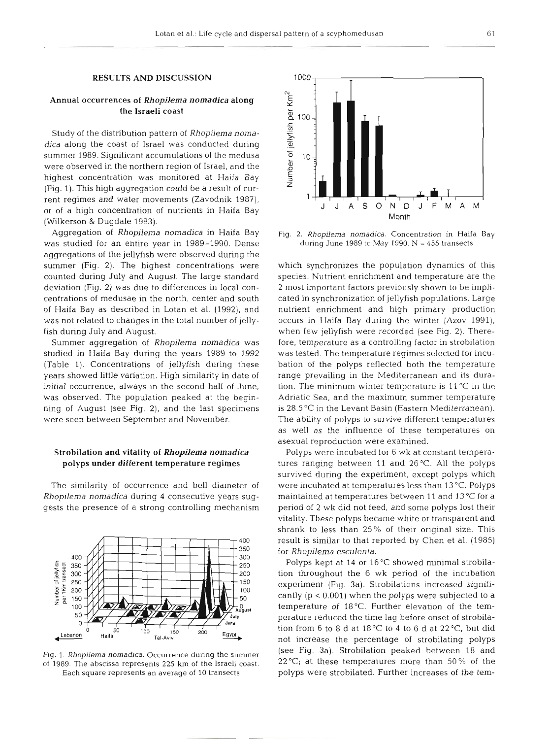## RESULTS AND DISCUSSION

### Annual occurrences of *Rhopilema nomadica* along the Israeli coast

Study of the distribution pattern of *Rhopilema nomadica* along the coast of Israel was conducted during summer 1989. Significant accumulations of the medusa were observed in the northern region of Israel, and the highest concentration was monitored at Haifa Bay (Fig. 1). This high aggregation could be a result of current regimes and water movements (Zavodnik 1987), or of a high concentration of nutrients in Haifa Bay (Wilkerson & Dugdale 1983).

Aggregation of *Rhopilema nomadica* in Haifa Bay was studied for an entire year in 1989–1990. Dense aggregations of the jellyfish were observed during the summer (Fig. 2). The highest concentrations were counted during July and August. The large standard deviation (Fig. 2) was due to differences in local concentrations of medusae in the north, center and south of Haifa Bay as described in Lotan et al. (1992), and was not related to changes in the total number of jellyfish during July and August.

Summer aggregation of *Rhopilema nomadica* was studied in Haifa Bay during the years 1989 to 1992 (Table 1). Concentrations of jellyfish during these years showed little variation. High similarity in date of initial occurrence, always in the second half of June, was observed. The population peaked at the beginning of August (see Fig. 2), and the last specimens were seen between September and November.

### Strobilation and vitality of *Rhopilema nomadica* polyps under different temperature regimes

The similarity of occurrence and bell diameter of *Rhopilema nomadica* during 4 consecutive years suggests the presence of a strong controlling mechanism

Fig. 1. *Rhopilema nomadica*. Occurrence during the summer of 1989. The abscissa represents 225 km of the Israeli coast. Each square represents an average of 10 transects

Fig. 2. *Rhopilema nomadica*. Concentration in Haifa Bay during June 1989 to May 1990. N = 455 transects

which synchronizes the population dynamics of this species. Nutrient enrichment and temperature are the 2 most important factors previously shown to be implicated in synchronization of jellyfish populations. Large nutrient enrichment and high primary production occurs in Haifa Bay during the winter (Azov 1991), when few jellyfish were recorded (see Fig. 2). Therefore, temperature as a controlling factor in strobilation was tested. The temperature regimes selected for incubation of the polyps reflected both the temperature range prevailing in the Mediterranean and its duration. The minimum winter temperature is 11 °C in the Adriatic Sea, and the maximum summer temperature is 28.5 °C in the Levant Basin (Eastern Mediterranean). The ability of polyps to survive different temperatures as well as the influence of these temperatures on asexual reproduction were examined.

Polyps were incubated for 6 wk at constant temperatures ranging between 11 and 26 °C. All the polyps survived during the experiment, except polyps which were incubated at temperatures less than 13 °C. Polyps maintained at temperatures between 11 and 13 °C for a period of 2 wk did not feed, and some polyps lost their vitality. These polyps became white or transparent and shrank to less than 25% of their original size. This result is similar to that reported by Chen et al. (1985) for *Rhopilema esculenta*.

Polyps kept at 14 or 16 °C showed minimal strobilation throughout the 6 wk period of the incubation experiment (Fig. 3a). Strobilations increased significantly ($p < 0.001$) when the polyps were subjected to a temperature of 18 °C. Further elevation of the temperature reduced the time lag before onset of strobilation from 6 to 8 d at 18 °C to 4 to 6 d at 22 °C, but did not increase the percentage of strobilating polyps (see Fig. 3a). Strobilation peaked between 18 and 22 °C; at these temperatures more than 50% of the polyps were strobilated. Further increases of the tem-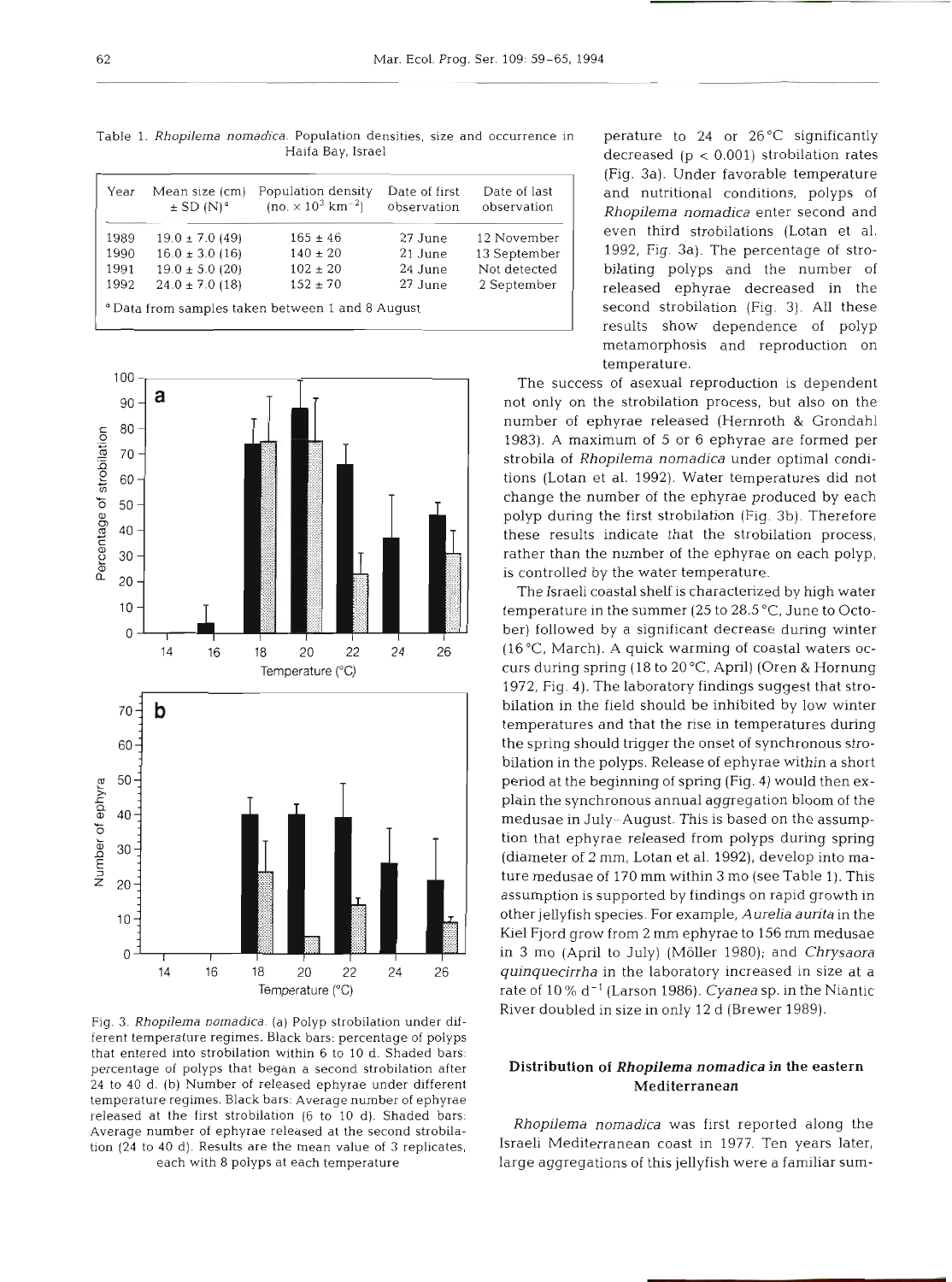Table 1. *Rhopilema nomadica*. Population densities, size and occurrence in Haifa Bay, Israel

| Year | Mean size (cm) ± SD (N)[a] | Population density (no. × $10^3$ km$^{-2}$) | Date of first observation | Date of last observation |
|---|---|---|---|---|
| 1989 | 19.0 ± 7.0 (49) | 165 ± 46 | 27 June | 12 November |
| 1990 | 16.0 ± 3.0 (16) | 140 ± 20 | 21 June | 13 September |
| 1991 | 19.0 ± 5.0 (20) | 102 ± 20 | 24 June | Not detected |
| 1992 | 24.0 ± 7.0 (18) | 152 ± 70 | 27 June | 2 September |

[a] Data from samples taken between 1 and 8 August

Fig. 3. *Rhopilema nomadica*. (a) Polyp strobilation under different temperature regimes. Black bars: percentage of polyps that entered into strobilation within 6 to 10 d. Shaded bars: percentage of polyps that began a second strobilation after 24 to 40 d. (b) Number of released ephyrae under different temperature regimes. Black bars: Average number of ephyrae released at the first strobilation (6 to 10 d). Shaded bars: Average number of ephyrae released at the second strobilation (24 to 40 d). Results are the mean value of 3 replicates, each with 8 polyps at each temperature

perature to 24 or 26°C significantly decreased ($p < 0.001$) strobilation rates (Fig. 3a). Under favorable temperature and nutritional conditions, polyps of *Rhopilema nomadica* enter second and even third strobilations (Lotan et al. 1992, Fig. 3a). The percentage of strobilating polyps and the number of released ephyrae decreased in the second strobilation (Fig. 3). All these results show dependence of polyp metamorphosis and reproduction on temperature.

The success of asexual reproduction is dependent not only on the strobilation process, but also on the number of ephyrae released (Hernroth & Grondahl 1983). A maximum of 5 or 6 ephyrae are formed per strobila of *Rhopilema nomadica* under optimal conditions (Lotan et al. 1992). Water temperatures did not change the number of the ephyrae produced by each polyp during the first strobilation (Fig. 3b). Therefore these results indicate that the strobilation process, rather than the number of the ephyrae on each polyp, is controlled by the water temperature.

The Israeli coastal shelf is characterized by high water temperature in the summer (25 to 28.5°C, June to October) followed by a significant decrease during winter (16°C, March). A quick warming of coastal waters occurs during spring (18 to 20°C, April) (Oren & Hornung 1972, Fig. 4). The laboratory findings suggest that strobilation in the field should be inhibited by low winter temperatures and that the rise in temperatures during the spring should trigger the onset of synchronous strobilation in the polyps. Release of ephyrae within a short period at the beginning of spring (Fig. 4) would then explain the synchronous annual aggregation bloom of the medusae in July–August. This is based on the assumption that ephyrae released from polyps during spring (diameter of 2 mm, Lotan et al. 1992), develop into mature medusae of 170 mm within 3 mo (see Table 1). This assumption is supported by findings on rapid growth in other jellyfish species. For example, *Aurelia aurita* in the Kiel Fjord grow from 2 mm ephyrae to 156 mm medusae in 3 mo (April to July) (Möller 1980); and *Chrysaora quinquecirrha* in the laboratory increased in size at a rate of 10% d$^{-1}$ (Larson 1986). *Cyanea* sp. in the Niantic River doubled in size in only 12 d (Brewer 1989).

## Distribution of *Rhopilema nomadica* in the eastern Mediterranean

*Rhopilema nomadica* was first reported along the Israeli Mediterranean coast in 1977. Ten years later, large aggregations of this jellyfish were a familiar sum-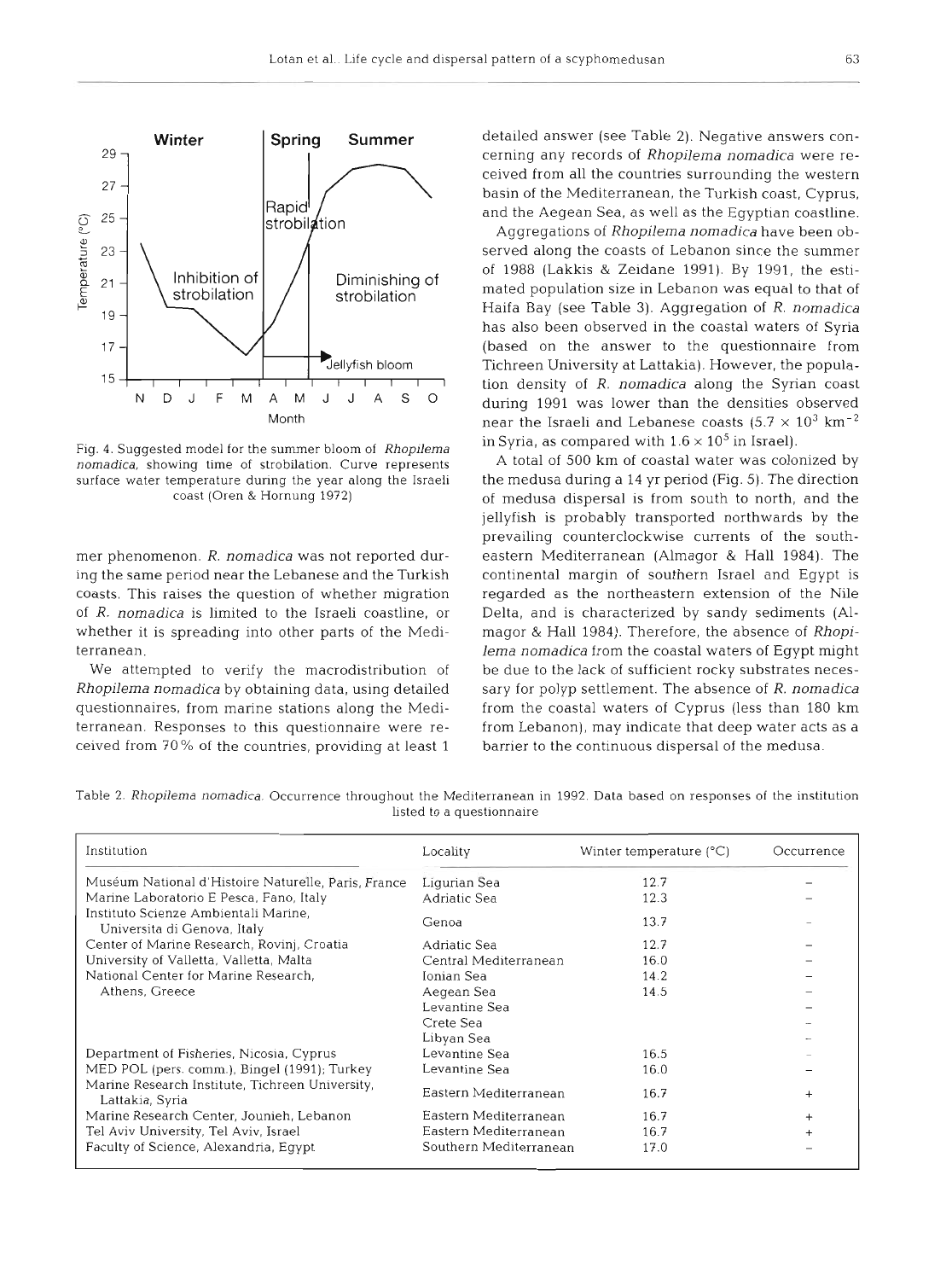Fig. 4. Suggested model for the summer bloom of *Rhopilema nomadica*, showing time of strobilation. Curve represents surface water temperature during the year along the Israeli coast (Oren & Hornung 1972)

mer phenomenon. *R. nomadica* was not reported during the same period near the Lebanese and the Turkish coasts. This raises the question of whether migration of *R. nomadica* is limited to the Israeli coastline, or whether it is spreading into other parts of the Mediterranean.

We attempted to verify the macrodistribution of *Rhopilema nomadica* by obtaining data, using detailed questionnaires, from marine stations along the Mediterranean. Responses to this questionnaire were received from 70% of the countries, providing at least 1 detailed answer (see Table 2). Negative answers concerning any records of *Rhopilema nomadica* were received from all the countries surrounding the western basin of the Mediterranean, the Turkish coast, Cyprus, and the Aegean Sea, as well as the Egyptian coastline.

Aggregations of *Rhopilema nomadica* have been observed along the coasts of Lebanon since the summer of 1988 (Lakkis & Zeidane 1991). By 1991, the estimated population size in Lebanon was equal to that of Haifa Bay (see Table 3). Aggregation of *R. nomadica* has also been observed in the coastal waters of Syria (based on the answer to the questionnaire from Tichreen University at Lattakia). However, the population density of *R. nomadica* along the Syrian coast during 1991 was lower than the densities observed near the Israeli and Lebanese coasts ($5.7 \times 10^3$ km$^{-2}$ in Syria, as compared with $1.6 \times 10^5$ in Israel).

A total of 500 km of coastal water was colonized by the medusa during a 14 yr period (Fig. 5). The direction of medusa dispersal is from south to north, and the jellyfish is probably transported northwards by the prevailing counterclockwise currents of the southeastern Mediterranean (Almagor & Hall 1984). The continental margin of southern Israel and Egypt is regarded as the northeastern extension of the Nile Delta, and is characterized by sandy sediments (Almagor & Hall 1984). Therefore, the absence of *Rhopilema nomadica* from the coastal waters of Egypt might be due to the lack of sufficient rocky substrates necessary for polyp settlement. The absence of *R. nomadica* from the coastal waters of Cyprus (less than 180 km from Lebanon), may indicate that deep water acts as a barrier to the continuous dispersal of the medusa.

Table 2. *Rhopilema nomadica*. Occurrence throughout the Mediterranean in 1992. Data based on responses of the institution listed to a questionnaire

| Institution | Locality | Winter temperature (°C) | Occurrence |
|---|---|---|---|
| Muséum National d'Histoire Naturelle, Paris, France | Ligurian Sea | 12.7 | – |
| Marine Laboratorio E Pesca, Fano, Italy | Adriatic Sea | 12.3 | – |
| Instituto Scienze Ambientali Marine, Universita di Genova, Italy | Genoa | 13.7 | – |
| Center of Marine Research, Rovinj, Croatia | Adriatic Sea | 12.7 | – |
| University of Valletta, Valletta, Malta | Central Mediterranean | 16.0 | – |
| National Center for Marine Research, Athens, Greece | Ionian Sea | 14.2 | – |
| | Aegean Sea | 14.5 | – |
| | Levantine Sea | | – |
| | Crete Sea | | – |
| | Libyan Sea | | – |
| Department of Fisheries, Nicosia, Cyprus | Levantine Sea | 16.5 | – |
| MED POL (pers. comm.), Bingel (1991); Turkey | Levantine Sea | 16.0 | – |
| Marine Research Institute, Tichreen University, Lattakia, Syria | Eastern Mediterranean | 16.7 | + |
| Marine Research Center, Jounieh, Lebanon | Eastern Mediterranean | 16.7 | + |
| Tel Aviv University, Tel Aviv, Israel | Eastern Mediterranean | 16.7 | + |
| Faculty of Science, Alexandria, Egypt | Southern Mediterranean | 17.0 | – |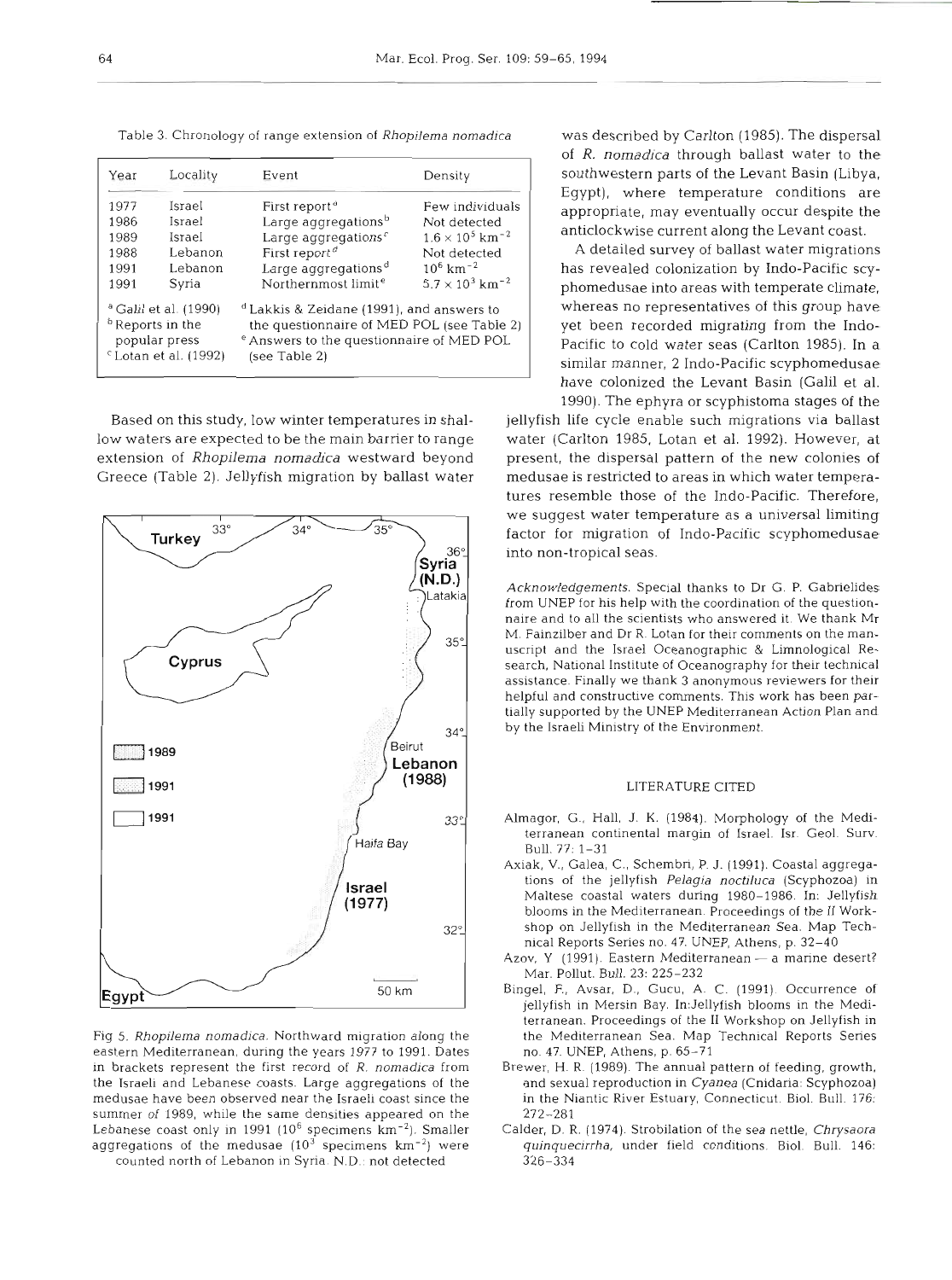Table 3. Chronology of range extension of *Rhopilema nomadica*

| Year | Locality | Event | Density |
|---|---|---|---|
| 1977 | Israel | First report[a] | Few individuals |
| 1986 | Israel | Large aggregations[b] | Not detected |
| 1989 | Israel | Large aggregations[c] | $1.6 \times 10^5$ km$^{-2}$ |
| 1988 | Lebanon | First report[d] | Not detected |
| 1991 | Lebanon | Large aggregations[d] | $10^6$ km$^{-2}$ |
| 1991 | Syria | Northernmost limit[e] | $5.7 \times 10^3$ km$^{-2}$ |

[a] Galil et al. (1990)
[b] Reports in the popular press
[c] Lotan et al. (1992)
[d] Lakkis & Zeidane (1991), and answers to the questionnaire of MED POL (see Table 2)
[e] Answers to the questionnaire of MED POL (see Table 2)

Based on this study, low winter temperatures in shallow waters are expected to be the main barrier to range extension of *Rhopilema nomadica* westward beyond Greece (Table 2). Jellyfish migration by ballast water was described by Carlton (1985). The dispersal of *R. nomadica* through ballast water to the southwestern parts of the Levant Basin (Libya, Egypt), where temperature conditions are appropriate, may eventually occur despite the anticlockwise current along the Levant coast.

A detailed survey of ballast water migrations has revealed colonization by Indo-Pacific scyphomedusae into areas with temperate climate, whereas no representatives of this group have yet been recorded migrating from the Indo-Pacific to cold water seas (Carlton 1985). In a similar manner, 2 Indo-Pacific scyphomedusae have colonized the Levant Basin (Galil et al. 1990). The ephyra or scyphistoma stages of the jellyfish life cycle enable such migrations via ballast water (Carlton 1985, Lotan et al. 1992). However, at present, the dispersal pattern of the new colonies of medusae is restricted to areas in which water temperatures resemble those of the Indo-Pacific. Therefore, we suggest water temperature as a universal limiting factor for migration of Indo-Pacific scyphomedusae into non-tropical seas.

Fig 5. *Rhopilema nomadica*. Northward migration along the eastern Mediterranean, during the years 1977 to 1991. Dates in brackets represent the first record of *R. nomadica* from the Israeli and Lebanese coasts. Large aggregations of the medusae have been observed near the Israeli coast since the summer of 1989, while the same densities appeared on the Lebanese coast only in 1991 ($10^6$ specimens km$^{-2}$). Smaller aggregations of the medusae ($10^3$ specimens km$^{-2}$) were counted north of Lebanon in Syria. N.D.: not detected

*Acknowledgements.* Special thanks to Dr G. P. Gabrielides from UNEP for his help with the coordination of the questionnaire and to all the scientists who answered it. We thank Mr M. Fainzilber and Dr R. Lotan for their comments on the manuscript and the Israel Oceanographic & Limnological Research, National Institute of Oceanography for their technical assistance. Finally we thank 3 anonymous reviewers for their helpful and constructive comments. This work has been partially supported by the UNEP Mediterranean Action Plan and by the Israeli Ministry of the Environment.

## LITERATURE CITED

Almagor, G., Hall, J. K. (1984). Morphology of the Mediterranean continental margin of Israel. Isr. Geol. Surv. Bull. 77: 1–31

Axiak, V., Galea, C., Schembri, P. J. (1991). Coastal aggregations of the jellyfish *Pelagia noctiluca* (Scyphozoa) in Maltese coastal waters during 1980–1986. In: Jellyfish blooms in the Mediterranean. Proceedings of the II Workshop on Jellyfish in the Mediterranean Sea. Map Technical Reports Series no. 47. UNEP, Athens, p. 32–40

Azov, Y. (1991). Eastern Mediterranean — a marine desert? Mar. Pollut. Bull. 23: 225–232

Bingel, F., Avsar, D., Gucu, A. C. (1991). Occurrence of jellyfish in Mersin Bay. In: Jellyfish blooms in the Mediterranean. Proceedings of the II Workshop on Jellyfish in the Mediterranean Sea. Map Technical Reports Series no. 47. UNEP, Athens, p. 65–71

Brewer, H. R. (1989). The annual pattern of feeding, growth, and sexual reproduction in *Cyanea* (Cnidaria: Scyphozoa) in the Niantic River Estuary, Connecticut. Biol. Bull. 176: 272–281

Calder, D. R. (1974). Strobilation of the sea nettle, *Chrysaora quinquecirrha*, under field conditions. Biol. Bull. 146: 326–334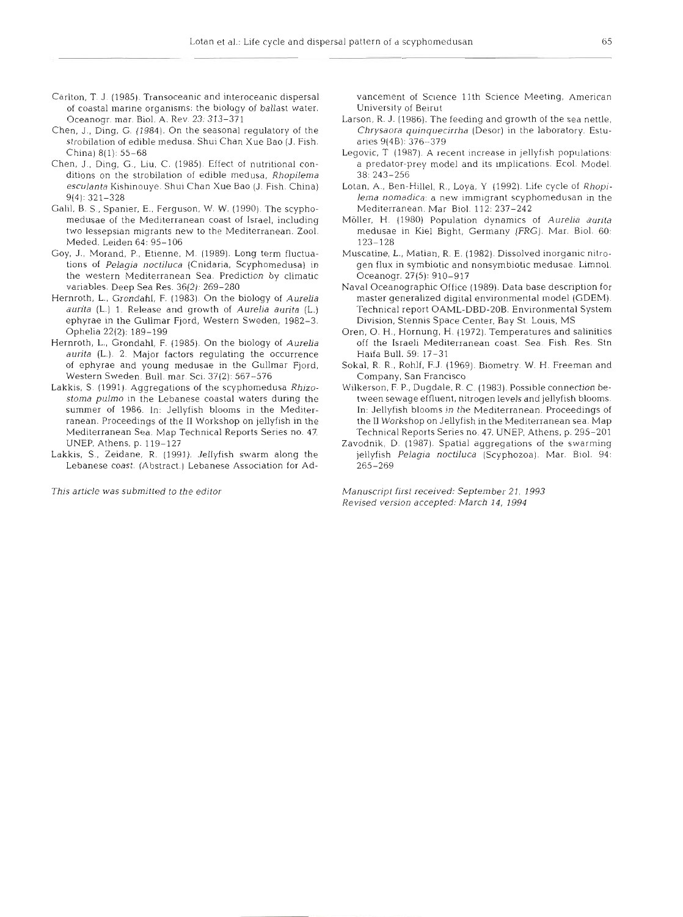Carlton, T. J. (1985). Transoceanic and interoceanic dispersal of coastal marine organisms: the biology of ballast water. Oceanogr. mar. Biol. A. Rev. 23: 313–371

Chen, J., Ding, G. (1984). On the seasonal regulatory of the strobilation of edible medusa. Shui Chan Xue Bao (J. Fish. China) 8(1): 55–68

Chen, J., Ding, G., Liu, C. (1985). Effect of nutritional conditions on the strobilation of edible medusa, *Rhopilema esculanta* Kishinouye. Shui Chan Xue Bao (J. Fish. China) 9(4): 321–328

Galil, B. S., Spanier, E., Ferguson, W. W. (1990). The scyphomedusae of the Mediterranean coast of Israel, including two lessepsian migrants new to the Mediterranean. Zool. Meded. Leiden 64: 95–106

Goy, J., Morand, P., Etienne, M. (1989). Long term fluctuations of *Pelagia noctiluca* (Cnidaria, Scyphomedusa) in the western Mediterranean Sea. Prediction by climatic variables. Deep Sea Res. 36(2): 269–280

Hernroth, L., Grondahl, F. (1983). On the biology of *Aurelia aurita* (L.) 1. Release and growth of *Aurelia aurita* (L.) ephyrae in the Gullmar Fjord, Western Sweden, 1982–3. Ophelia 22(2): 189–199

Hernroth, L., Grondahl, F. (1985). On the biology of *Aurelia aurita* (L.). 2. Major factors regulating the occurrence of ephyrae and young medusae in the Gullmar Fjord, Western Sweden. Bull. mar. Sci. 37(2): 567–576

Lakkis, S. (1991). Aggregations of the scyphomedusa *Rhizostoma pulmo* in the Lebanese coastal waters during the summer of 1986. In: Jellyfish blooms in the Mediterranean. Proceedings of the II Workshop on jellyfish in the Mediterranean Sea. Map Technical Reports Series no. 47. UNEP, Athens, p. 119–127

Lakkis, S., Zeidane, R. (1991). Jellyfish swarm along the Lebanese coast. (Abstract.) Lebanese Association for Advancement of Science 11th Science Meeting, American University of Beirut

Larson, R. J. (1986). The feeding and growth of the sea nettle, *Chrysaora quinquecirrha* (Desor) in the laboratory. Estuaries 9(4B): 376–379

Legovic, T (1987). A recent increase in jellyfish populations: a predator-prey model and its implications. Ecol. Model. 38: 243–256

Lotan, A., Ben-Hillel, R., Loya, Y (1992). Life cycle of *Rhopilema nomadica*: a new immigrant scyphomedusan in the Mediterranean. Mar Biol. 112: 237–242

Möller, H. (1980) Population dynamics of *Aurelia aurita* medusae in Kiel Bight, Germany (FRG). Mar. Biol. 60: 123–128

Muscatine, L., Matian, R. E. (1982). Dissolved inorganic nitrogen flux in symbiotic and nonsymbiotic medusae. Limnol. Oceanogr. 27(5): 910–917

Naval Oceanographic Office (1989). Data base description for master generalized digital environmental model (GDEM). Technical report OAML-DBD-20B. Environmental System Division, Stennis Space Center, Bay St. Louis, MS

Oren, O. H., Hornung, H. (1972). Temperatures and salinities off the Israeli Mediterranean coast. Sea. Fish. Res. Stn Haifa Bull. 59: 17–31

Sokal, R. R., Rohlf, F.J. (1969). Biometry. W. H. Freeman and Company, San Francisco

Wilkerson, F. P., Dugdale, R. C. (1983). Possible connection between sewage effluent, nitrogen levels and jellyfish blooms. In: Jellyfish blooms in the Mediterranean. Proceedings of the II Workshop on Jellyfish in the Mediterranean sea. Map Technical Reports Series no. 47. UNEP, Athens, p. 295–201

Zavodnik, D. (1987). Spatial aggregations of the swarming jellyfish *Pelagia noctiluca* (Scyphozoa). Mar. Biol. 94: 265–269

*This article was submitted to the editor*

*Manuscript first received: September 21, 1993*
*Revised version accepted: March 14, 1994*